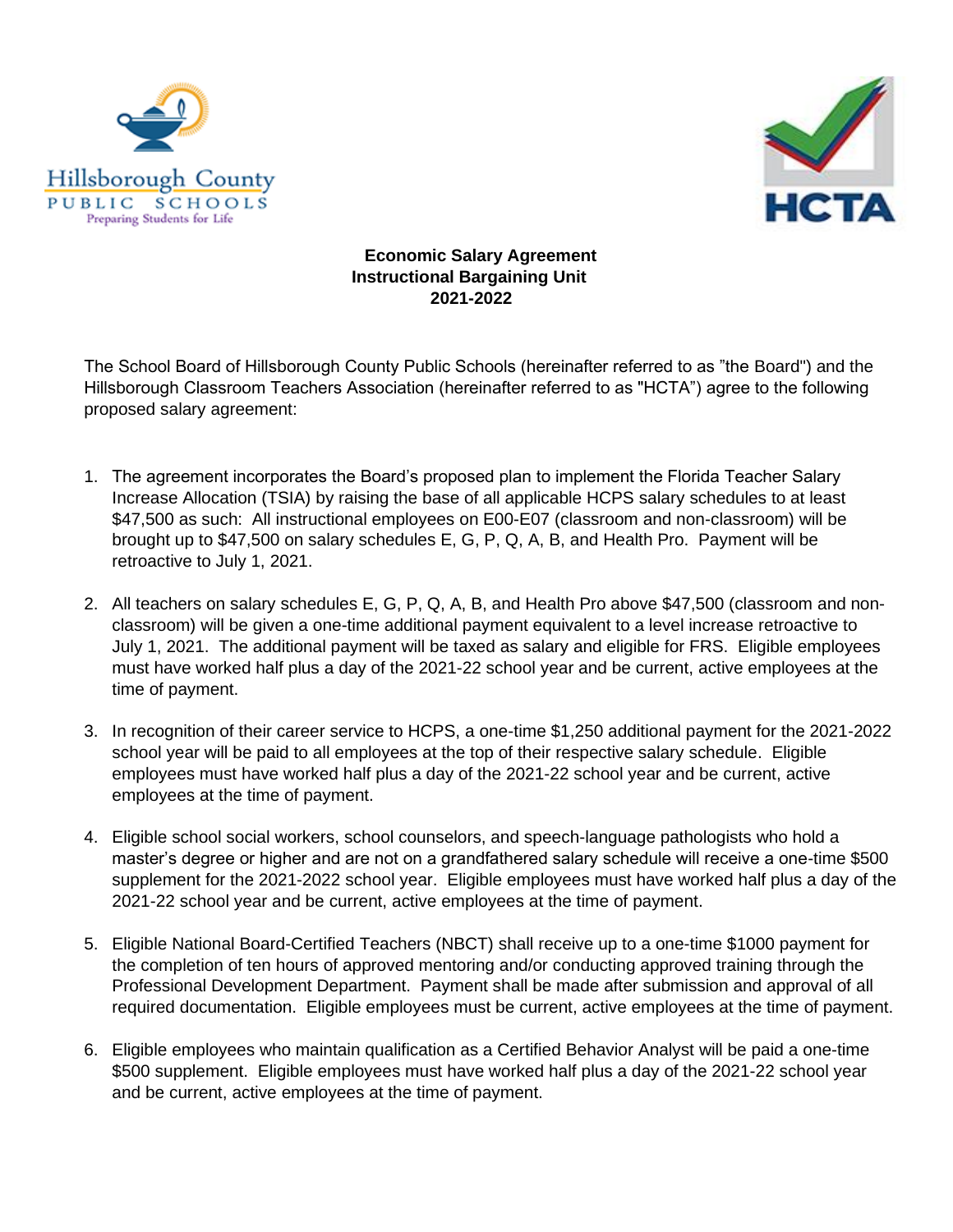Hillsborough County PUBLIC SCHOOLS Preparing Students for Life

HCTA

**Economic Salary Agreement**
**Instructional Bargaining Unit**
**2021-2022**

The School Board of Hillsborough County Public Schools (hereinafter referred to as "the Board") and the Hillsborough Classroom Teachers Association (hereinafter referred to as "HCTA") agree to the following proposed salary agreement:

1. The agreement incorporates the Board's proposed plan to implement the Florida Teacher Salary Increase Allocation (TSIA) by raising the base of all applicable HCPS salary schedules to at least $47,500 as such: All instructional employees on E00-E07 (classroom and non-classroom) will be brought up to $47,500 on salary schedules E, G, P, Q, A, B, and Health Pro. Payment will be retroactive to July 1, 2021.

2. All teachers on salary schedules E, G, P, Q, A, B, and Health Pro above $47,500 (classroom and non-classroom) will be given a one-time additional payment equivalent to a level increase retroactive to July 1, 2021. The additional payment will be taxed as salary and eligible for FRS. Eligible employees must have worked half plus a day of the 2021-22 school year and be current, active employees at the time of payment.

3. In recognition of their career service to HCPS, a one-time $1,250 additional payment for the 2021-2022 school year will be paid to all employees at the top of their respective salary schedule. Eligible employees must have worked half plus a day of the 2021-22 school year and be current, active employees at the time of payment.

4. Eligible school social workers, school counselors, and speech-language pathologists who hold a master's degree or higher and are not on a grandfathered salary schedule will receive a one-time $500 supplement for the 2021-2022 school year. Eligible employees must have worked half plus a day of the 2021-22 school year and be current, active employees at the time of payment.

5. Eligible National Board-Certified Teachers (NBCT) shall receive up to a one-time $1000 payment for the completion of ten hours of approved mentoring and/or conducting approved training through the Professional Development Department. Payment shall be made after submission and approval of all required documentation. Eligible employees must be current, active employees at the time of payment.

6. Eligible employees who maintain qualification as a Certified Behavior Analyst will be paid a one-time $500 supplement. Eligible employees must have worked half plus a day of the 2021-22 school year and be current, active employees at the time of payment.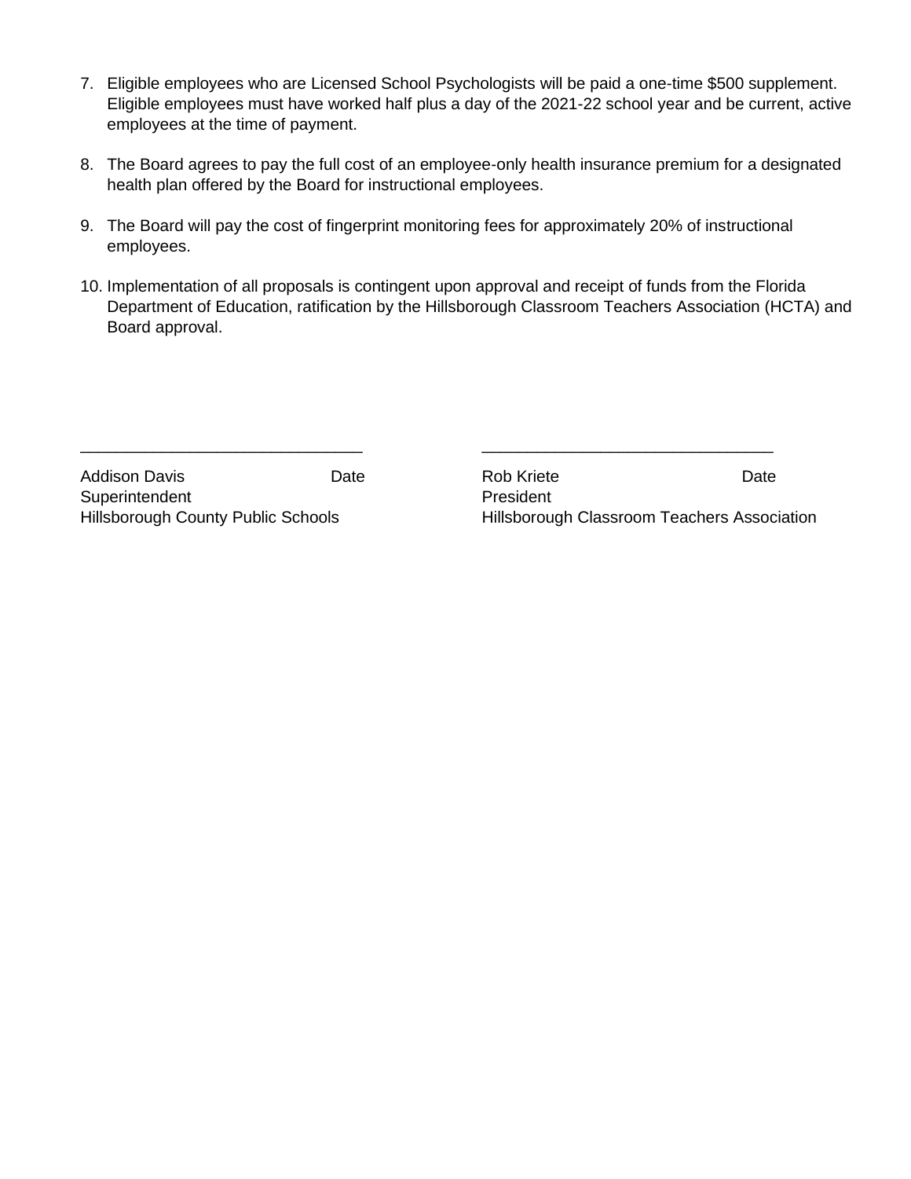7. Eligible employees who are Licensed School Psychologists will be paid a one-time $500 supplement. Eligible employees must have worked half plus a day of the 2021-22 school year and be current, active employees at the time of payment.

8. The Board agrees to pay the full cost of an employee-only health insurance premium for a designated health plan offered by the Board for instructional employees.

9. The Board will pay the cost of fingerprint monitoring fees for approximately 20% of instructional employees.

10. Implementation of all proposals is contingent upon approval and receipt of funds from the Florida Department of Education, ratification by the Hillsborough Classroom Teachers Association (HCTA) and Board approval.

| | |
|---|---|
| _______________________________ | _______________________________ |
| Addison Davis Date | Rob Kriete Date |
| Superintendent | President |
| Hillsborough County Public Schools | Hillsborough Classroom Teachers Association |